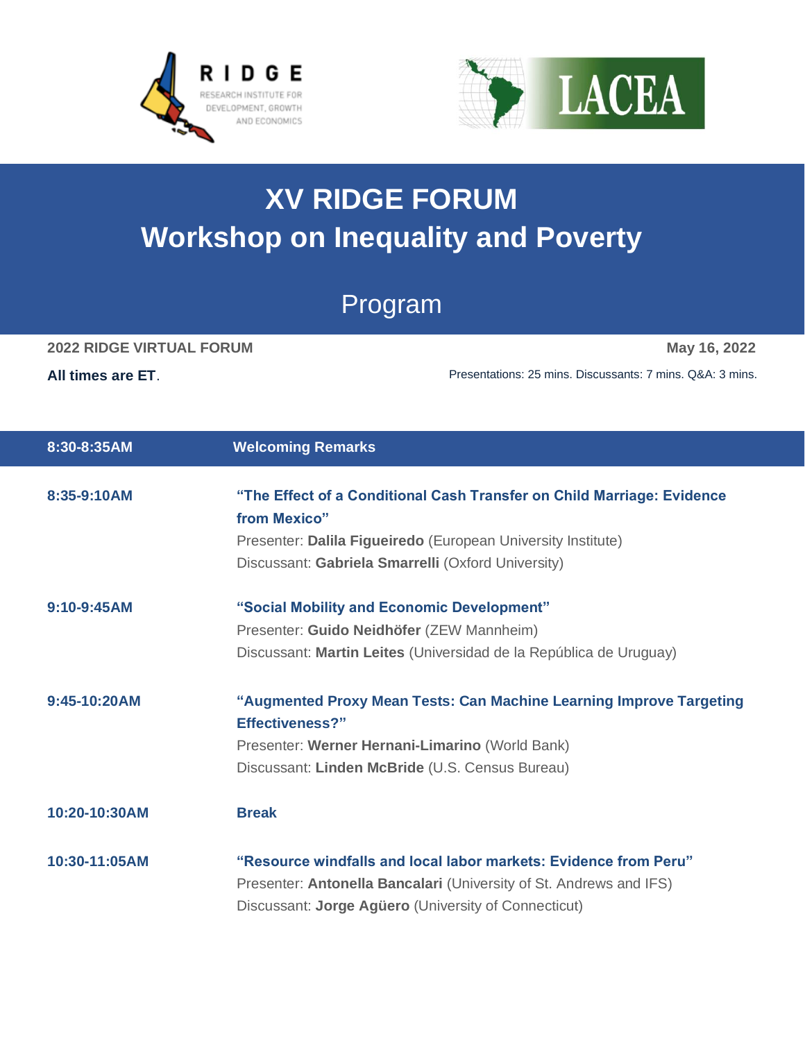# XV RIDGE FORUM
# Workshop on Inequality and Poverty

## Program

**2022 RIDGE VIRTUAL FORUM** **May 16, 2022**

**All times are ET**. Presentations: 25 mins. Discussants: 7 mins. Q&A: 3 mins.

**8:30-8:35AM** **Welcoming Remarks**

**8:35-9:10AM** **"The Effect of a Conditional Cash Transfer on Child Marriage: Evidence from Mexico"**
Presenter: **Dalila Figueiredo** (European University Institute)
Discussant: **Gabriela Smarrelli** (Oxford University)

**9:10-9:45AM** **"Social Mobility and Economic Development"**
Presenter: **Guido Neidhöfer** (ZEW Mannheim)
Discussant: **Martin Leites** (Universidad de la República de Uruguay)

**9:45-10:20AM** **"Augmented Proxy Mean Tests: Can Machine Learning Improve Targeting Effectiveness?"**
Presenter: **Werner Hernani-Limarino** (World Bank)
Discussant: **Linden McBride** (U.S. Census Bureau)

**10:20-10:30AM** **Break**

**10:30-11:05AM** **"Resource windfalls and local labor markets: Evidence from Peru"**
Presenter: **Antonella Bancalari** (University of St. Andrews and IFS)
Discussant: **Jorge Agüero** (University of Connecticut)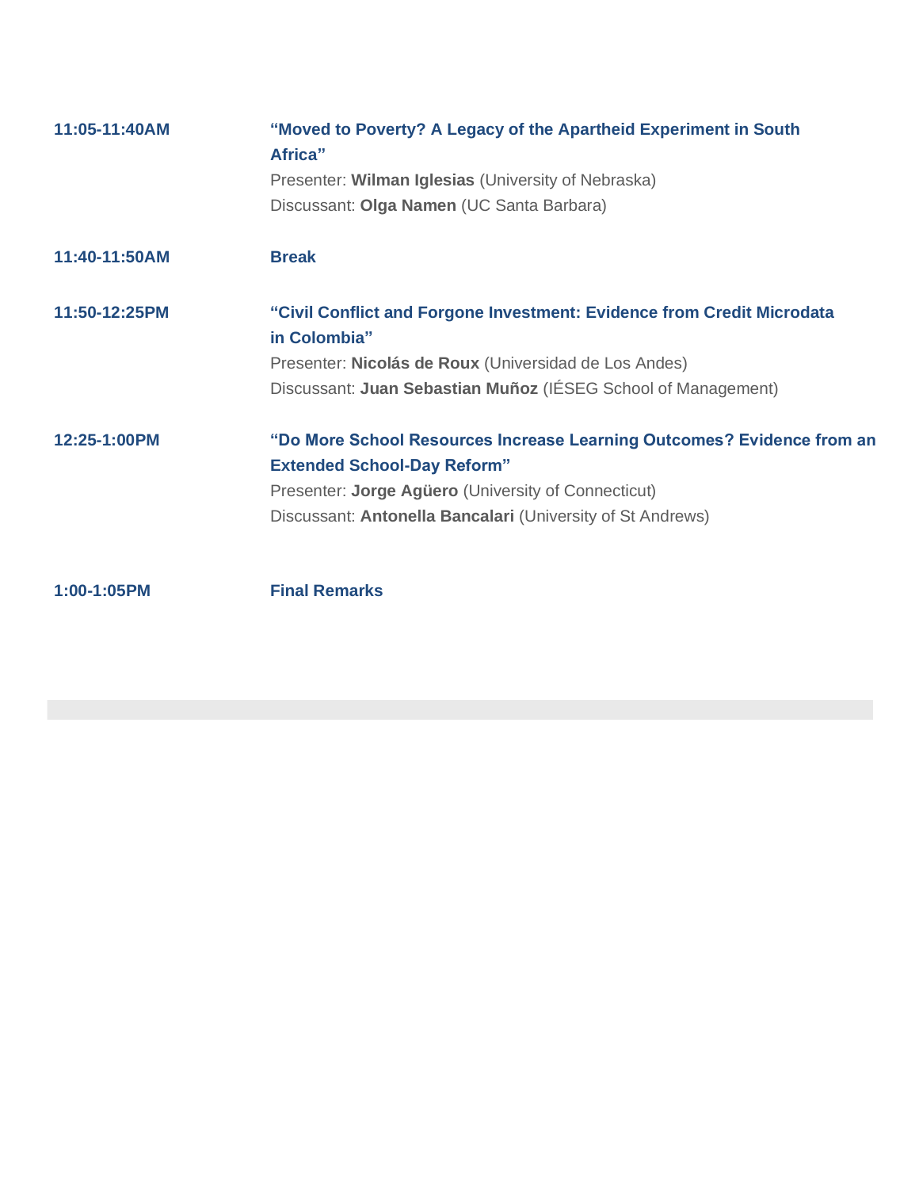**11:05-11:40AM**

**"Moved to Poverty? A Legacy of the Apartheid Experiment in South Africa"**
Presenter: **Wilman Iglesias** (University of Nebraska)
Discussant: **Olga Namen** (UC Santa Barbara)

**11:40-11:50AM**

**Break**

**11:50-12:25PM**

**"Civil Conflict and Forgone Investment: Evidence from Credit Microdata in Colombia"**
Presenter: **Nicolás de Roux** (Universidad de Los Andes)
Discussant: **Juan Sebastian Muñoz** (IÉSEG School of Management)

**12:25-1:00PM**

**"Do More School Resources Increase Learning Outcomes? Evidence from an Extended School-Day Reform"**
Presenter: **Jorge Agüero** (University of Connecticut)
Discussant: **Antonella Bancalari** (University of St Andrews)

**1:00-1:05PM**

**Final Remarks**